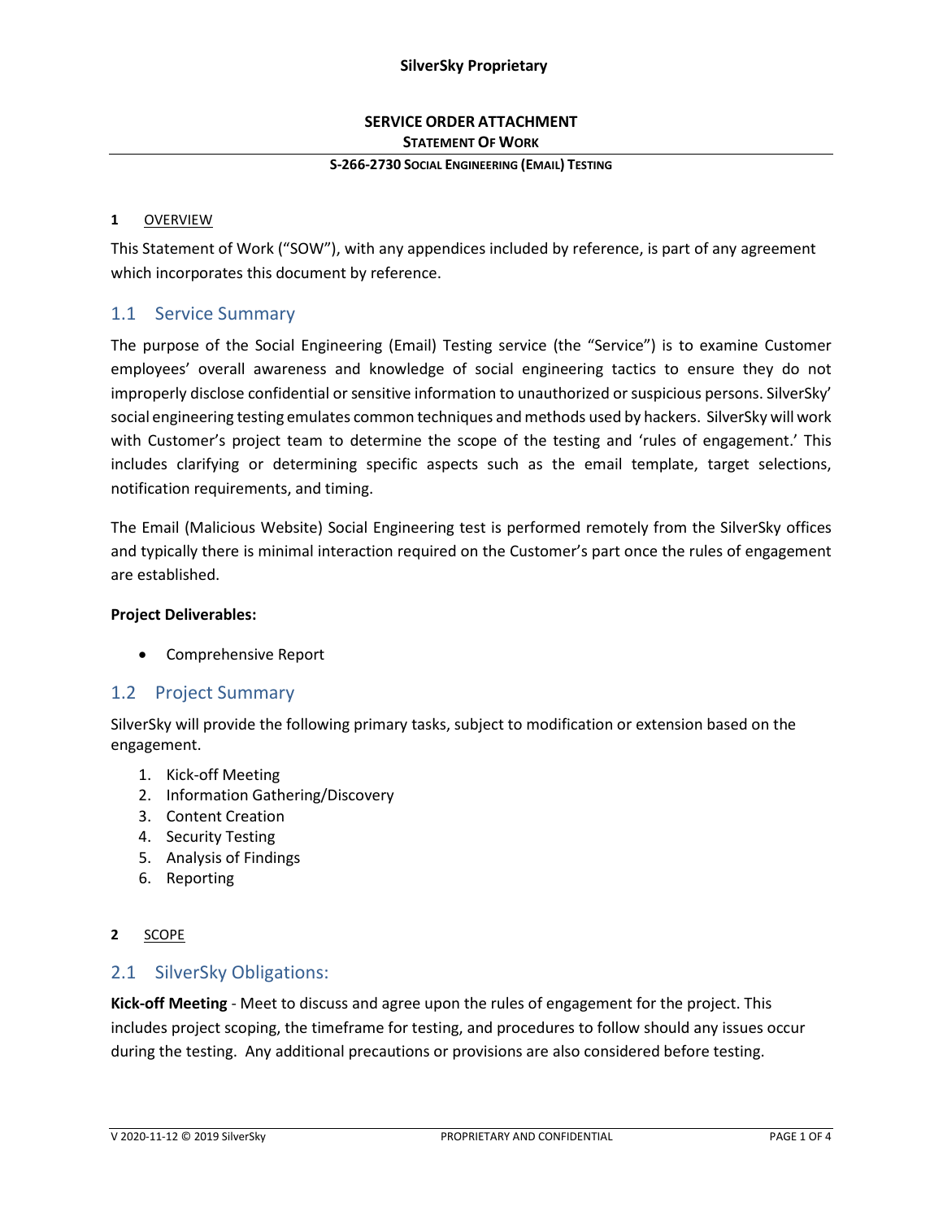**SilverSky Proprietary**

# SERVICE ORDER ATTACHMENT

## STATEMENT OF WORK

### S-266-2730 SOCIAL ENGINEERING (EMAIL) TESTING

## 1 OVERVIEW

This Statement of Work ("SOW"), with any appendices included by reference, is part of any agreement which incorporates this document by reference.

### 1.1 Service Summary

The purpose of the Social Engineering (Email) Testing service (the "Service") is to examine Customer employees' overall awareness and knowledge of social engineering tactics to ensure they do not improperly disclose confidential or sensitive information to unauthorized or suspicious persons. SilverSky' social engineering testing emulates common techniques and methods used by hackers. SilverSky will work with Customer's project team to determine the scope of the testing and 'rules of engagement.' This includes clarifying or determining specific aspects such as the email template, target selections, notification requirements, and timing.

The Email (Malicious Website) Social Engineering test is performed remotely from the SilverSky offices and typically there is minimal interaction required on the Customer's part once the rules of engagement are established.

**Project Deliverables:**

- Comprehensive Report

### 1.2 Project Summary

SilverSky will provide the following primary tasks, subject to modification or extension based on the engagement.

1. Kick-off Meeting
2. Information Gathering/Discovery
3. Content Creation
4. Security Testing
5. Analysis of Findings
6. Reporting

## 2 SCOPE

### 2.1 SilverSky Obligations:

**Kick-off Meeting** - Meet to discuss and agree upon the rules of engagement for the project. This includes project scoping, the timeframe for testing, and procedures to follow should any issues occur during the testing. Any additional precautions or provisions are also considered before testing.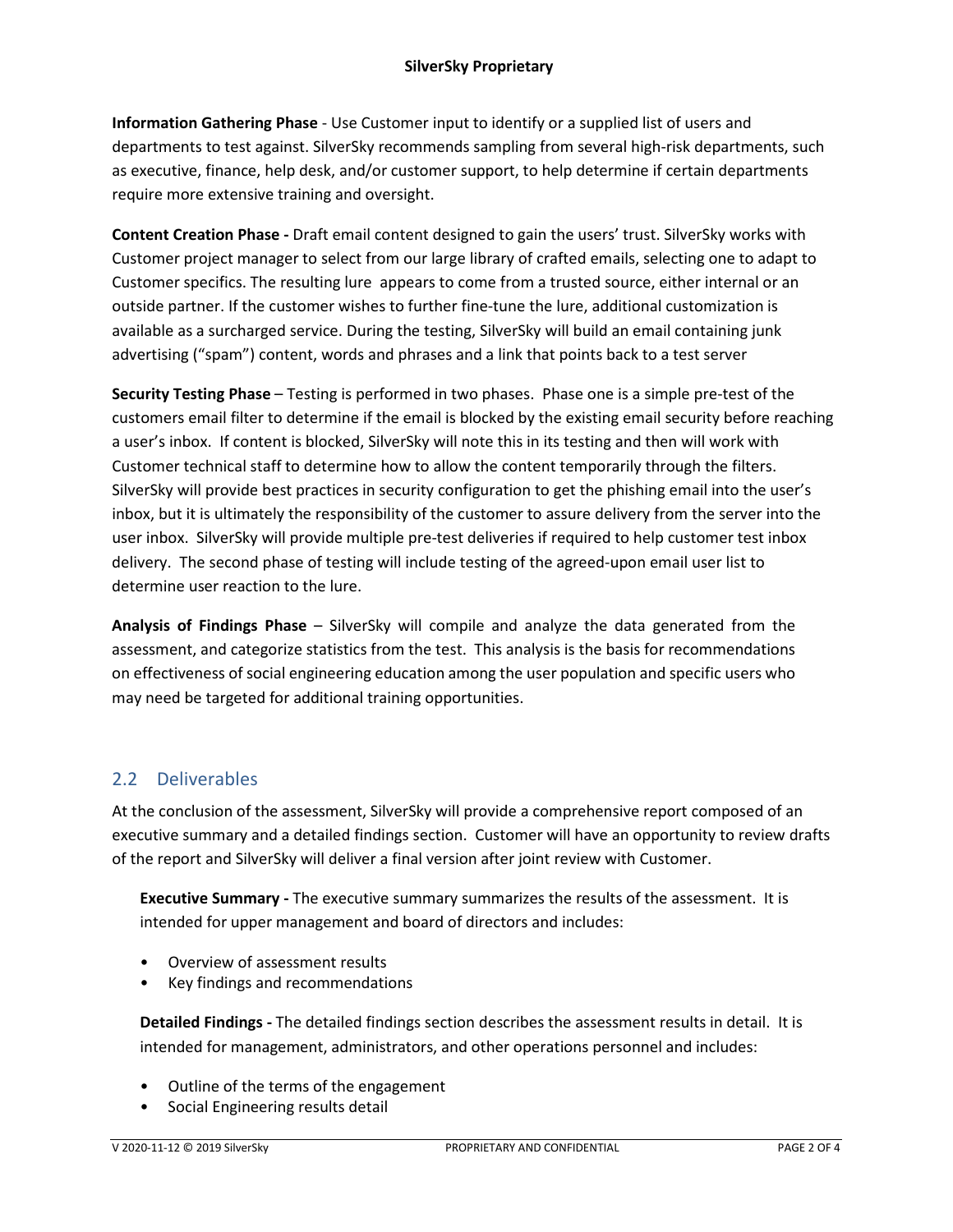**Information Gathering Phase** - Use Customer input to identify or a supplied list of users and departments to test against. SilverSky recommends sampling from several high-risk departments, such as executive, finance, help desk, and/or customer support, to help determine if certain departments require more extensive training and oversight.

**Content Creation Phase -** Draft email content designed to gain the users' trust. SilverSky works with Customer project manager to select from our large library of crafted emails, selecting one to adapt to Customer specifics. The resulting lure appears to come from a trusted source, either internal or an outside partner. If the customer wishes to further fine-tune the lure, additional customization is available as a surcharged service. During the testing, SilverSky will build an email containing junk advertising ("spam") content, words and phrases and a link that points back to a test server

**Security Testing Phase** – Testing is performed in two phases. Phase one is a simple pre-test of the customers email filter to determine if the email is blocked by the existing email security before reaching a user's inbox. If content is blocked, SilverSky will note this in its testing and then will work with Customer technical staff to determine how to allow the content temporarily through the filters. SilverSky will provide best practices in security configuration to get the phishing email into the user's inbox, but it is ultimately the responsibility of the customer to assure delivery from the server into the user inbox. SilverSky will provide multiple pre-test deliveries if required to help customer test inbox delivery. The second phase of testing will include testing of the agreed-upon email user list to determine user reaction to the lure.

**Analysis of Findings Phase** – SilverSky will compile and analyze the data generated from the assessment, and categorize statistics from the test. This analysis is the basis for recommendations on effectiveness of social engineering education among the user population and specific users who may need be targeted for additional training opportunities.

## 2.2 Deliverables

At the conclusion of the assessment, SilverSky will provide a comprehensive report composed of an executive summary and a detailed findings section. Customer will have an opportunity to review drafts of the report and SilverSky will deliver a final version after joint review with Customer.

**Executive Summary -** The executive summary summarizes the results of the assessment. It is intended for upper management and board of directors and includes:

- Overview of assessment results
- Key findings and recommendations

**Detailed Findings -** The detailed findings section describes the assessment results in detail. It is intended for management, administrators, and other operations personnel and includes:

- Outline of the terms of the engagement
- Social Engineering results detail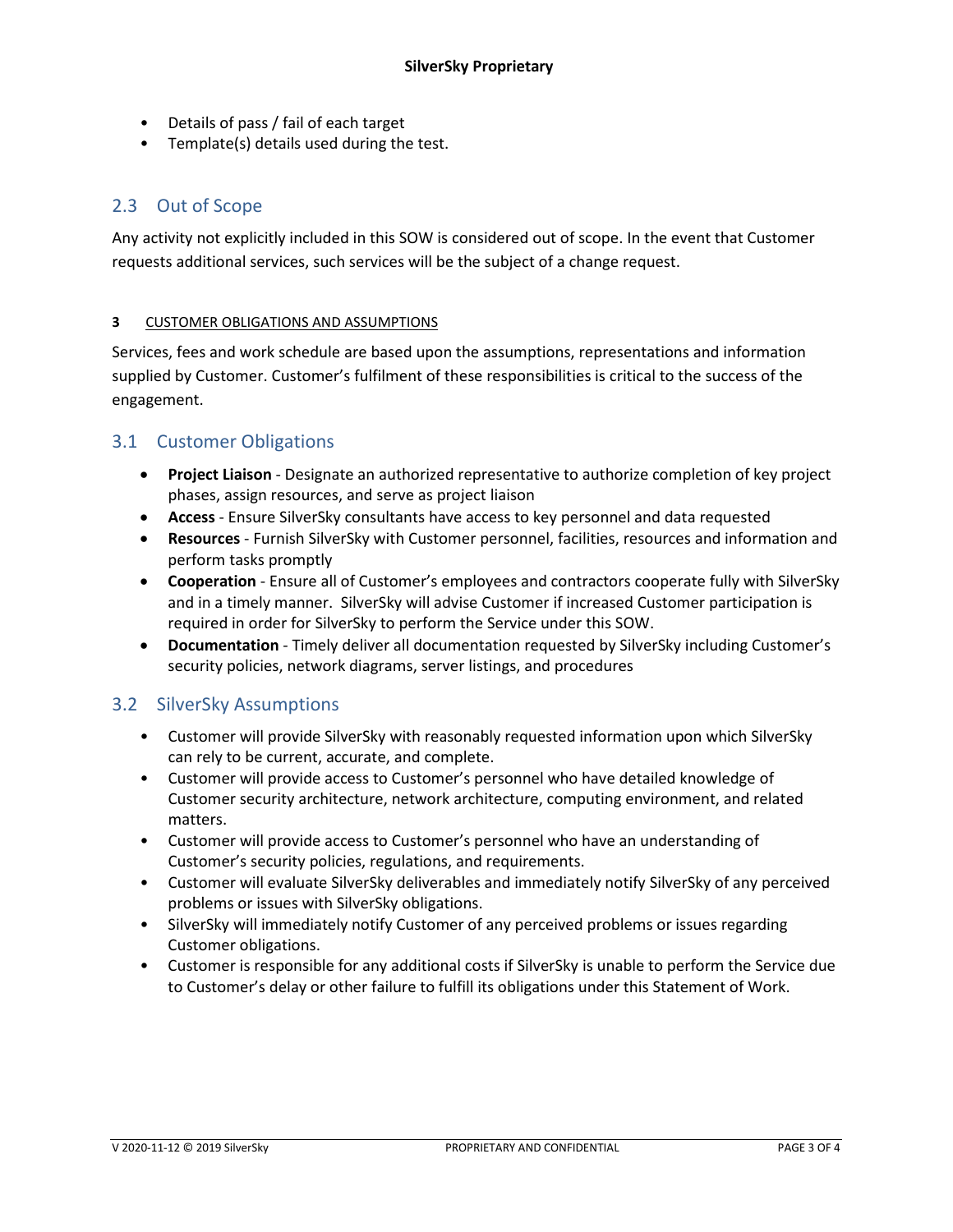- Details of pass / fail of each target
- Template(s) details used during the test.

## 2.3 Out of Scope

Any activity not explicitly included in this SOW is considered out of scope. In the event that Customer requests additional services, such services will be the subject of a change request.

## 3 CUSTOMER OBLIGATIONS AND ASSUMPTIONS

Services, fees and work schedule are based upon the assumptions, representations and information supplied by Customer. Customer's fulfilment of these responsibilities is critical to the success of the engagement.

## 3.1 Customer Obligations

- **Project Liaison** - Designate an authorized representative to authorize completion of key project phases, assign resources, and serve as project liaison
- **Access** - Ensure SilverSky consultants have access to key personnel and data requested
- **Resources** - Furnish SilverSky with Customer personnel, facilities, resources and information and perform tasks promptly
- **Cooperation** - Ensure all of Customer's employees and contractors cooperate fully with SilverSky and in a timely manner. SilverSky will advise Customer if increased Customer participation is required in order for SilverSky to perform the Service under this SOW.
- **Documentation** - Timely deliver all documentation requested by SilverSky including Customer's security policies, network diagrams, server listings, and procedures

## 3.2 SilverSky Assumptions

- Customer will provide SilverSky with reasonably requested information upon which SilverSky can rely to be current, accurate, and complete.
- Customer will provide access to Customer's personnel who have detailed knowledge of Customer security architecture, network architecture, computing environment, and related matters.
- Customer will provide access to Customer's personnel who have an understanding of Customer's security policies, regulations, and requirements.
- Customer will evaluate SilverSky deliverables and immediately notify SilverSky of any perceived problems or issues with SilverSky obligations.
- SilverSky will immediately notify Customer of any perceived problems or issues regarding Customer obligations.
- Customer is responsible for any additional costs if SilverSky is unable to perform the Service due to Customer's delay or other failure to fulfill its obligations under this Statement of Work.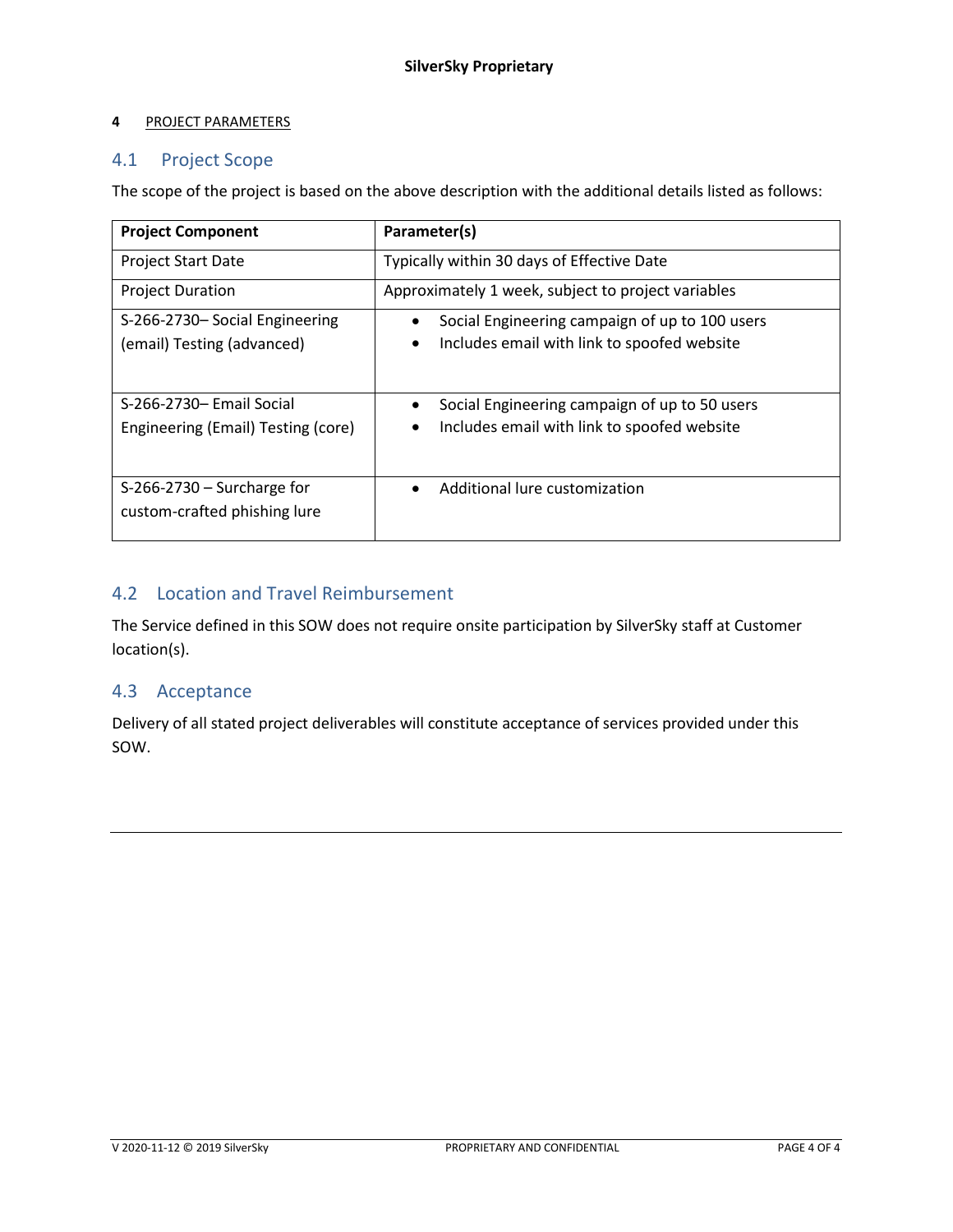## 4 PROJECT PARAMETERS

### 4.1 Project Scope

The scope of the project is based on the above description with the additional details listed as follows:

| Project Component | Parameter(s) |
| --- | --- |
| Project Start Date | Typically within 30 days of Effective Date |
| Project Duration | Approximately 1 week, subject to project variables |
| S-266-2730– Social Engineering (email) Testing (advanced) | • Social Engineering campaign of up to 100 users<br>• Includes email with link to spoofed website |
| S-266-2730– Email Social Engineering (Email) Testing (core) | • Social Engineering campaign of up to 50 users<br>• Includes email with link to spoofed website |
| S-266-2730 – Surcharge for custom-crafted phishing lure | • Additional lure customization |

### 4.2 Location and Travel Reimbursement

The Service defined in this SOW does not require onsite participation by SilverSky staff at Customer location(s).

### 4.3 Acceptance

Delivery of all stated project deliverables will constitute acceptance of services provided under this SOW.